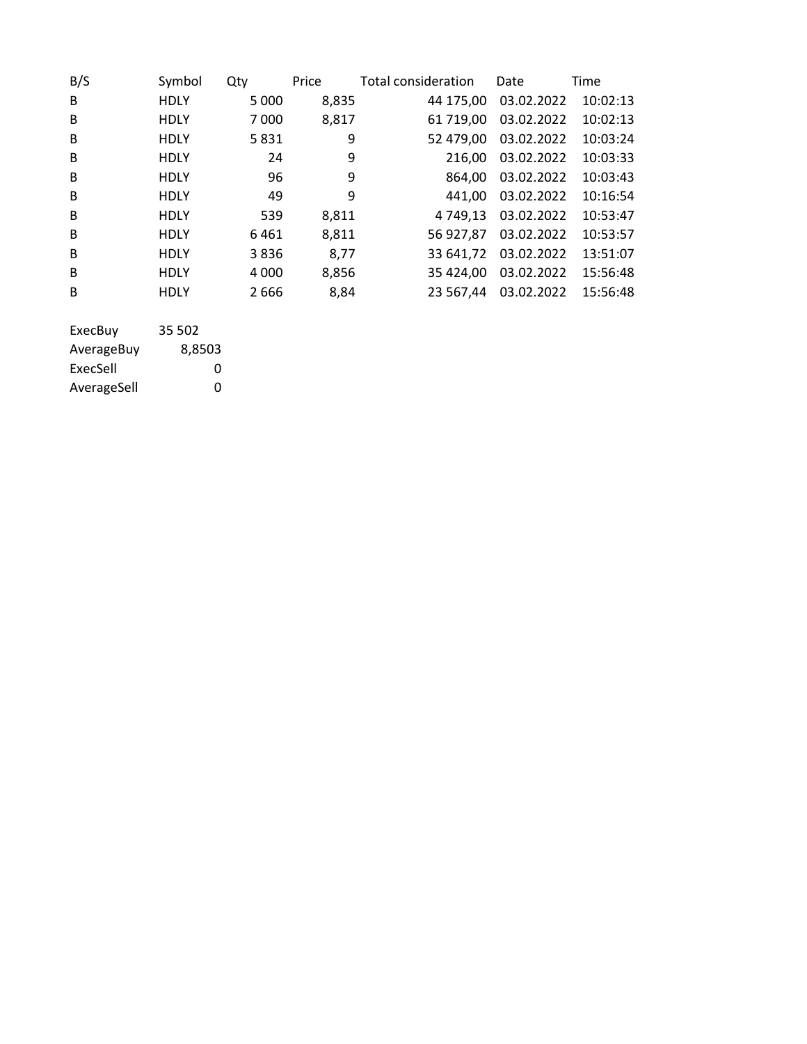| B/S | Symbol | Qty | Price | Total consideration | Date | Time |
|---|---|---|---|---|---|---|
| B | HDLY | 5 000 | 8,835 | 44 175,00 | 03.02.2022 | 10:02:13 |
| B | HDLY | 7 000 | 8,817 | 61 719,00 | 03.02.2022 | 10:02:13 |
| B | HDLY | 5 831 | 9 | 52 479,00 | 03.02.2022 | 10:03:24 |
| B | HDLY | 24 | 9 | 216,00 | 03.02.2022 | 10:03:33 |
| B | HDLY | 96 | 9 | 864,00 | 03.02.2022 | 10:03:43 |
| B | HDLY | 49 | 9 | 441,00 | 03.02.2022 | 10:16:54 |
| B | HDLY | 539 | 8,811 | 4 749,13 | 03.02.2022 | 10:53:47 |
| B | HDLY | 6 461 | 8,811 | 56 927,87 | 03.02.2022 | 10:53:57 |
| B | HDLY | 3 836 | 8,77 | 33 641,72 | 03.02.2022 | 13:51:07 |
| B | HDLY | 4 000 | 8,856 | 35 424,00 | 03.02.2022 | 15:56:48 |
| B | HDLY | 2 666 | 8,84 | 23 567,44 | 03.02.2022 | 15:56:48 |

| | |
|---|---|
| ExecBuy | 35 502 |
| AverageBuy | 8,8503 |
| ExecSell | 0 |
| AverageSell | 0 |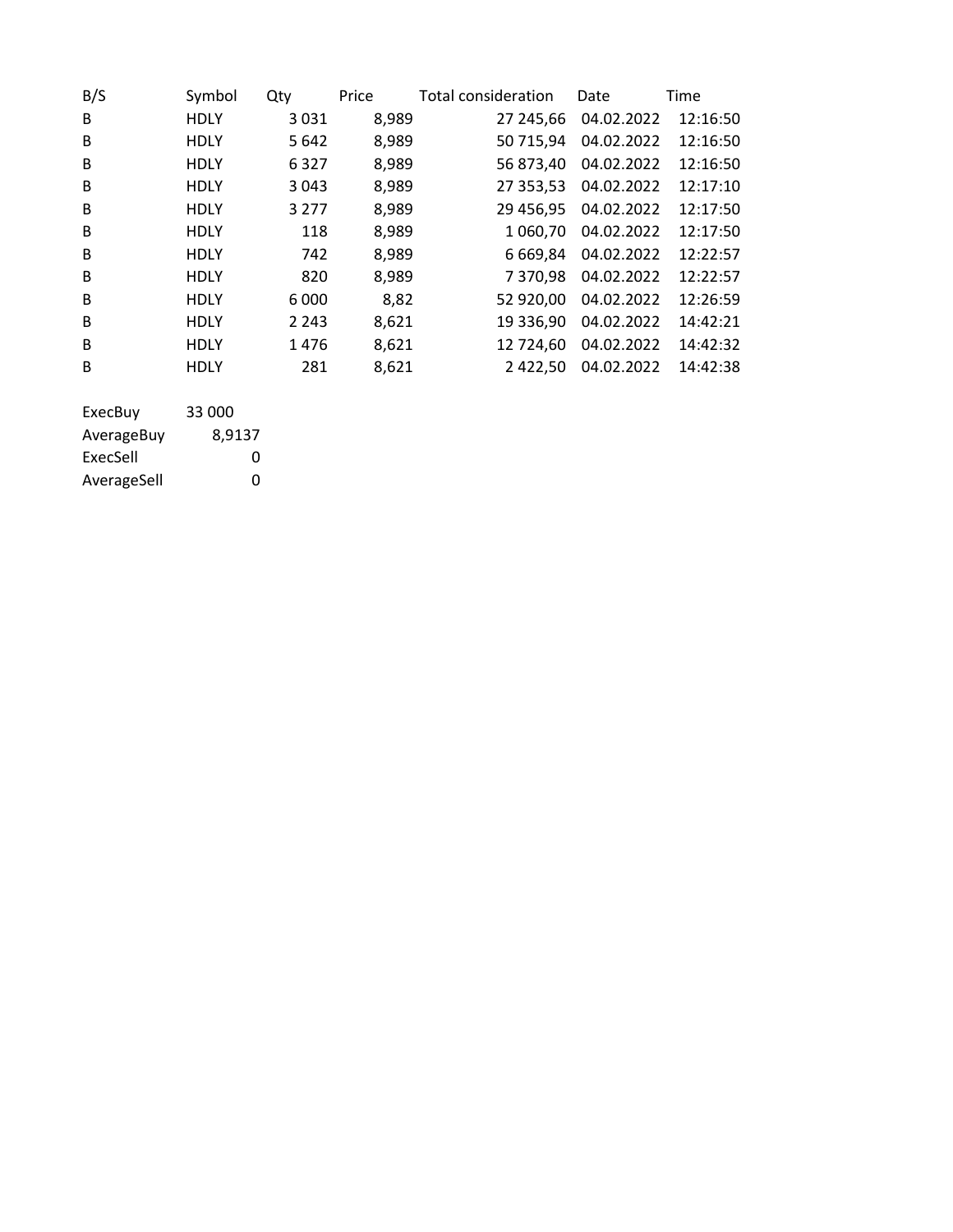| B/S | Symbol | Qty | Price | Total consideration | Date | Time |
|---|---|---|---|---|---|---|
| B | HDLY | 3 031 | 8,989 | 27 245,66 | 04.02.2022 | 12:16:50 |
| B | HDLY | 5 642 | 8,989 | 50 715,94 | 04.02.2022 | 12:16:50 |
| B | HDLY | 6 327 | 8,989 | 56 873,40 | 04.02.2022 | 12:16:50 |
| B | HDLY | 3 043 | 8,989 | 27 353,53 | 04.02.2022 | 12:17:10 |
| B | HDLY | 3 277 | 8,989 | 29 456,95 | 04.02.2022 | 12:17:50 |
| B | HDLY | 118 | 8,989 | 1 060,70 | 04.02.2022 | 12:17:50 |
| B | HDLY | 742 | 8,989 | 6 669,84 | 04.02.2022 | 12:22:57 |
| B | HDLY | 820 | 8,989 | 7 370,98 | 04.02.2022 | 12:22:57 |
| B | HDLY | 6 000 | 8,82 | 52 920,00 | 04.02.2022 | 12:26:59 |
| B | HDLY | 2 243 | 8,621 | 19 336,90 | 04.02.2022 | 14:42:21 |
| B | HDLY | 1 476 | 8,621 | 12 724,60 | 04.02.2022 | 14:42:32 |
| B | HDLY | 281 | 8,621 | 2 422,50 | 04.02.2022 | 14:42:38 |

| | |
|---|---|
| ExecBuy | 33 000 |
| AverageBuy | 8,9137 |
| ExecSell | 0 |
| AverageSell | 0 |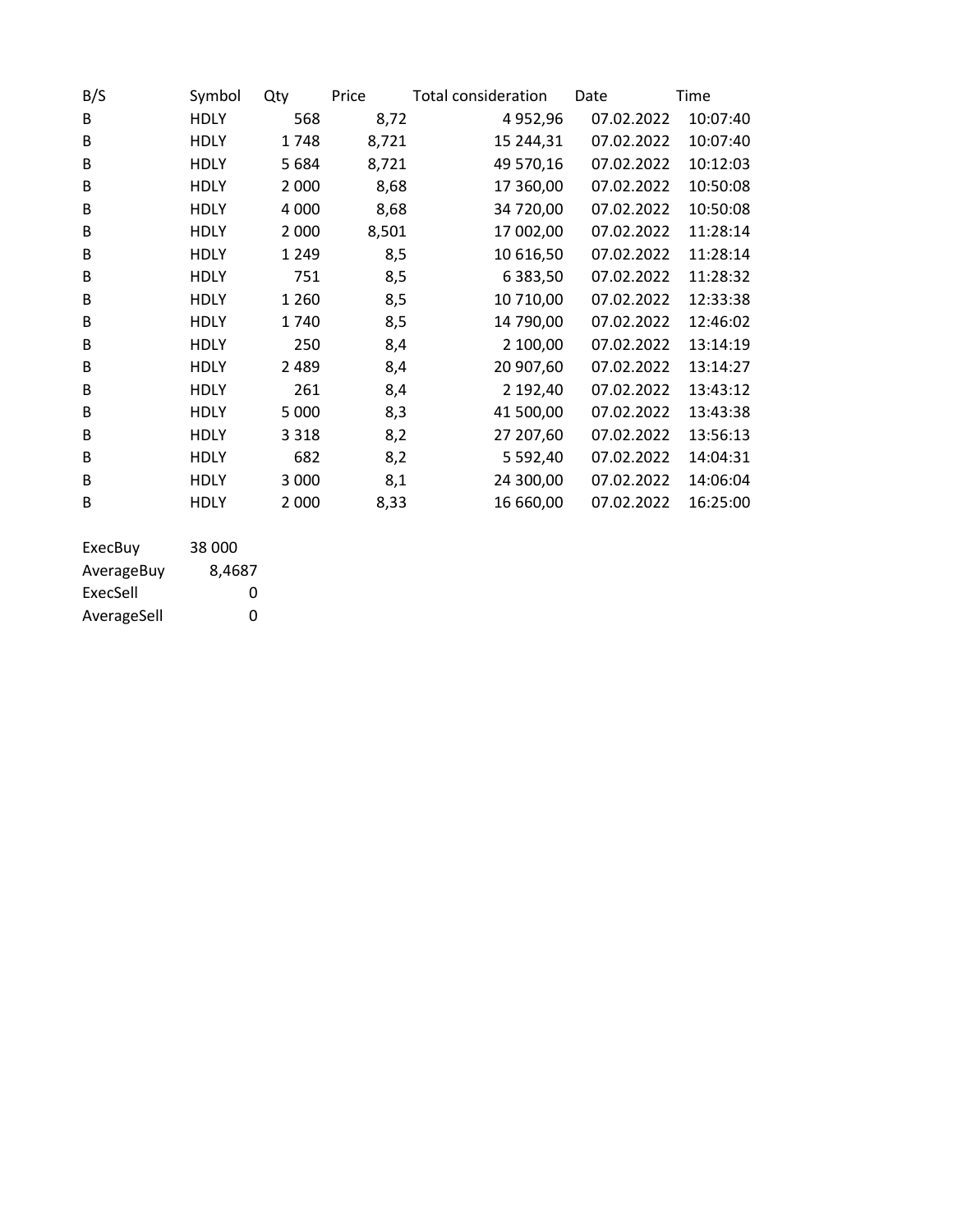| B/S | Symbol | Qty | Price | Total consideration | Date | Time |
|---|---|---|---|---|---|---|
| B | HDLY | 568 | 8,72 | 4 952,96 | 07.02.2022 | 10:07:40 |
| B | HDLY | 1 748 | 8,721 | 15 244,31 | 07.02.2022 | 10:07:40 |
| B | HDLY | 5 684 | 8,721 | 49 570,16 | 07.02.2022 | 10:12:03 |
| B | HDLY | 2 000 | 8,68 | 17 360,00 | 07.02.2022 | 10:50:08 |
| B | HDLY | 4 000 | 8,68 | 34 720,00 | 07.02.2022 | 10:50:08 |
| B | HDLY | 2 000 | 8,501 | 17 002,00 | 07.02.2022 | 11:28:14 |
| B | HDLY | 1 249 | 8,5 | 10 616,50 | 07.02.2022 | 11:28:14 |
| B | HDLY | 751 | 8,5 | 6 383,50 | 07.02.2022 | 11:28:32 |
| B | HDLY | 1 260 | 8,5 | 10 710,00 | 07.02.2022 | 12:33:38 |
| B | HDLY | 1 740 | 8,5 | 14 790,00 | 07.02.2022 | 12:46:02 |
| B | HDLY | 250 | 8,4 | 2 100,00 | 07.02.2022 | 13:14:19 |
| B | HDLY | 2 489 | 8,4 | 20 907,60 | 07.02.2022 | 13:14:27 |
| B | HDLY | 261 | 8,4 | 2 192,40 | 07.02.2022 | 13:43:12 |
| B | HDLY | 5 000 | 8,3 | 41 500,00 | 07.02.2022 | 13:43:38 |
| B | HDLY | 3 318 | 8,2 | 27 207,60 | 07.02.2022 | 13:56:13 |
| B | HDLY | 682 | 8,2 | 5 592,40 | 07.02.2022 | 14:04:31 |
| B | HDLY | 3 000 | 8,1 | 24 300,00 | 07.02.2022 | 14:06:04 |
| B | HDLY | 2 000 | 8,33 | 16 660,00 | 07.02.2022 | 16:25:00 |

| | |
|---|---|
| ExecBuy | 38 000 |
| AverageBuy | 8,4687 |
| ExecSell | 0 |
| AverageSell | 0 |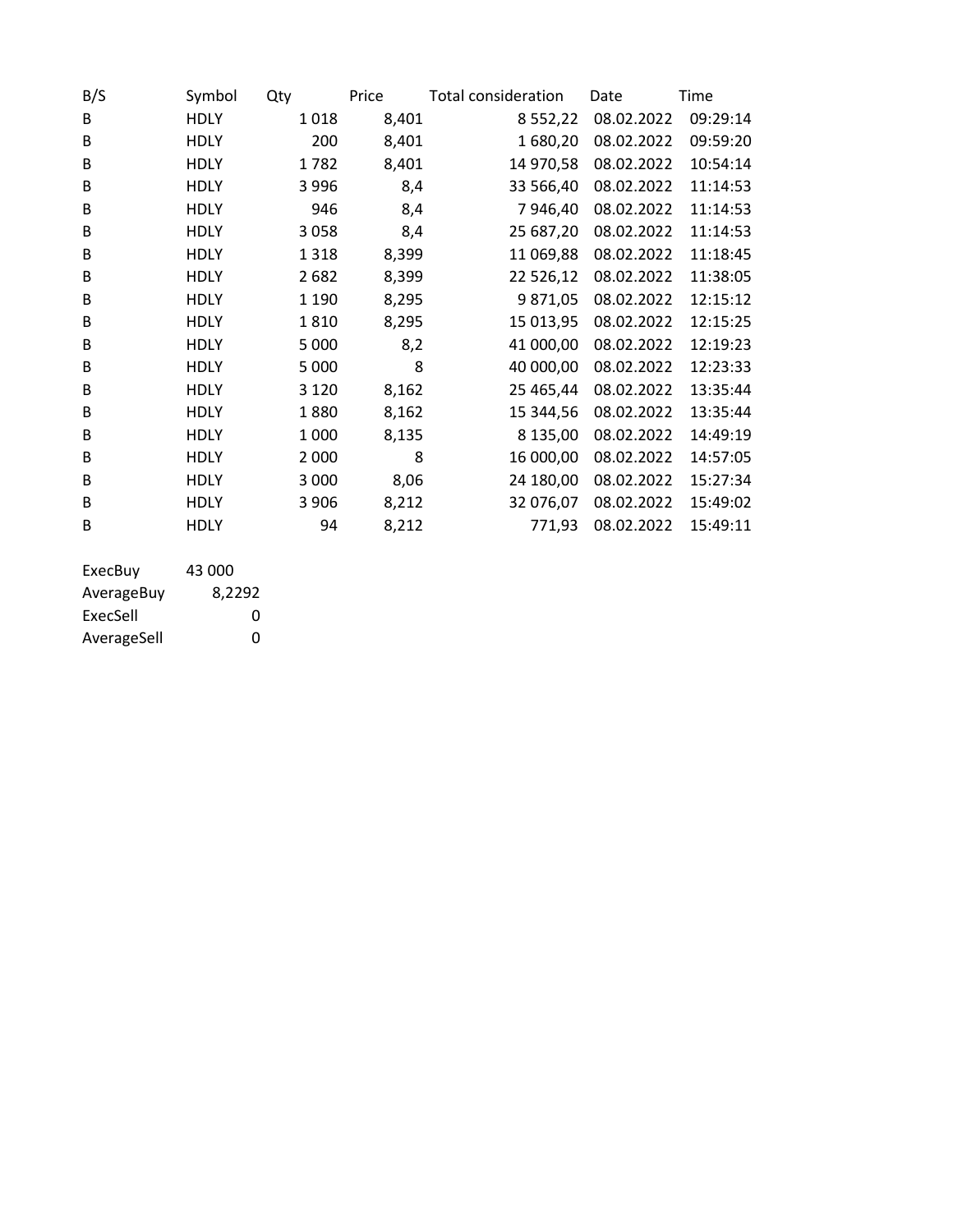| B/S | Symbol | Qty | Price | Total consideration | Date | Time |
|---|---|---|---|---|---|---|
| B | HDLY | 1 018 | 8,401 | 8 552,22 | 08.02.2022 | 09:29:14 |
| B | HDLY | 200 | 8,401 | 1 680,20 | 08.02.2022 | 09:59:20 |
| B | HDLY | 1 782 | 8,401 | 14 970,58 | 08.02.2022 | 10:54:14 |
| B | HDLY | 3 996 | 8,4 | 33 566,40 | 08.02.2022 | 11:14:53 |
| B | HDLY | 946 | 8,4 | 7 946,40 | 08.02.2022 | 11:14:53 |
| B | HDLY | 3 058 | 8,4 | 25 687,20 | 08.02.2022 | 11:14:53 |
| B | HDLY | 1 318 | 8,399 | 11 069,88 | 08.02.2022 | 11:18:45 |
| B | HDLY | 2 682 | 8,399 | 22 526,12 | 08.02.2022 | 11:38:05 |
| B | HDLY | 1 190 | 8,295 | 9 871,05 | 08.02.2022 | 12:15:12 |
| B | HDLY | 1 810 | 8,295 | 15 013,95 | 08.02.2022 | 12:15:25 |
| B | HDLY | 5 000 | 8,2 | 41 000,00 | 08.02.2022 | 12:19:23 |
| B | HDLY | 5 000 | 8 | 40 000,00 | 08.02.2022 | 12:23:33 |
| B | HDLY | 3 120 | 8,162 | 25 465,44 | 08.02.2022 | 13:35:44 |
| B | HDLY | 1 880 | 8,162 | 15 344,56 | 08.02.2022 | 13:35:44 |
| B | HDLY | 1 000 | 8,135 | 8 135,00 | 08.02.2022 | 14:49:19 |
| B | HDLY | 2 000 | 8 | 16 000,00 | 08.02.2022 | 14:57:05 |
| B | HDLY | 3 000 | 8,06 | 24 180,00 | 08.02.2022 | 15:27:34 |
| B | HDLY | 3 906 | 8,212 | 32 076,07 | 08.02.2022 | 15:49:02 |
| B | HDLY | 94 | 8,212 | 771,93 | 08.02.2022 | 15:49:11 |

| | |
|---|---|
| ExecBuy | 43 000 |
| AverageBuy | 8,2292 |
| ExecSell | 0 |
| AverageSell | 0 |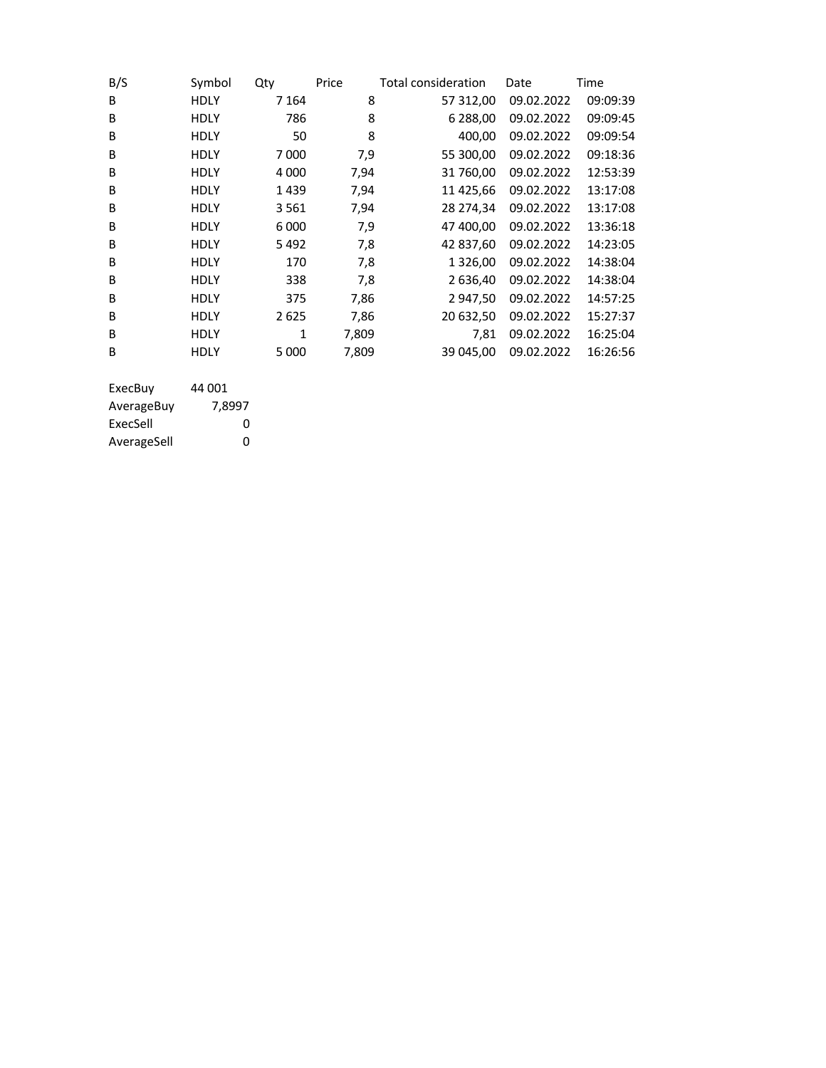| B/S | Symbol | Qty | Price | Total consideration | Date | Time |
|---|---|---|---|---|---|---|
| B | HDLY | 7 164 | 8 | 57 312,00 | 09.02.2022 | 09:09:39 |
| B | HDLY | 786 | 8 | 6 288,00 | 09.02.2022 | 09:09:45 |
| B | HDLY | 50 | 8 | 400,00 | 09.02.2022 | 09:09:54 |
| B | HDLY | 7 000 | 7,9 | 55 300,00 | 09.02.2022 | 09:18:36 |
| B | HDLY | 4 000 | 7,94 | 31 760,00 | 09.02.2022 | 12:53:39 |
| B | HDLY | 1 439 | 7,94 | 11 425,66 | 09.02.2022 | 13:17:08 |
| B | HDLY | 3 561 | 7,94 | 28 274,34 | 09.02.2022 | 13:17:08 |
| B | HDLY | 6 000 | 7,9 | 47 400,00 | 09.02.2022 | 13:36:18 |
| B | HDLY | 5 492 | 7,8 | 42 837,60 | 09.02.2022 | 14:23:05 |
| B | HDLY | 170 | 7,8 | 1 326,00 | 09.02.2022 | 14:38:04 |
| B | HDLY | 338 | 7,8 | 2 636,40 | 09.02.2022 | 14:38:04 |
| B | HDLY | 375 | 7,86 | 2 947,50 | 09.02.2022 | 14:57:25 |
| B | HDLY | 2 625 | 7,86 | 20 632,50 | 09.02.2022 | 15:27:37 |
| B | HDLY | 1 | 7,809 | 7,81 | 09.02.2022 | 16:25:04 |
| B | HDLY | 5 000 | 7,809 | 39 045,00 | 09.02.2022 | 16:26:56 |

| | |
|---|---|
| ExecBuy | 44 001 |
| AverageBuy | 7,8997 |
| ExecSell | 0 |
| AverageSell | 0 |